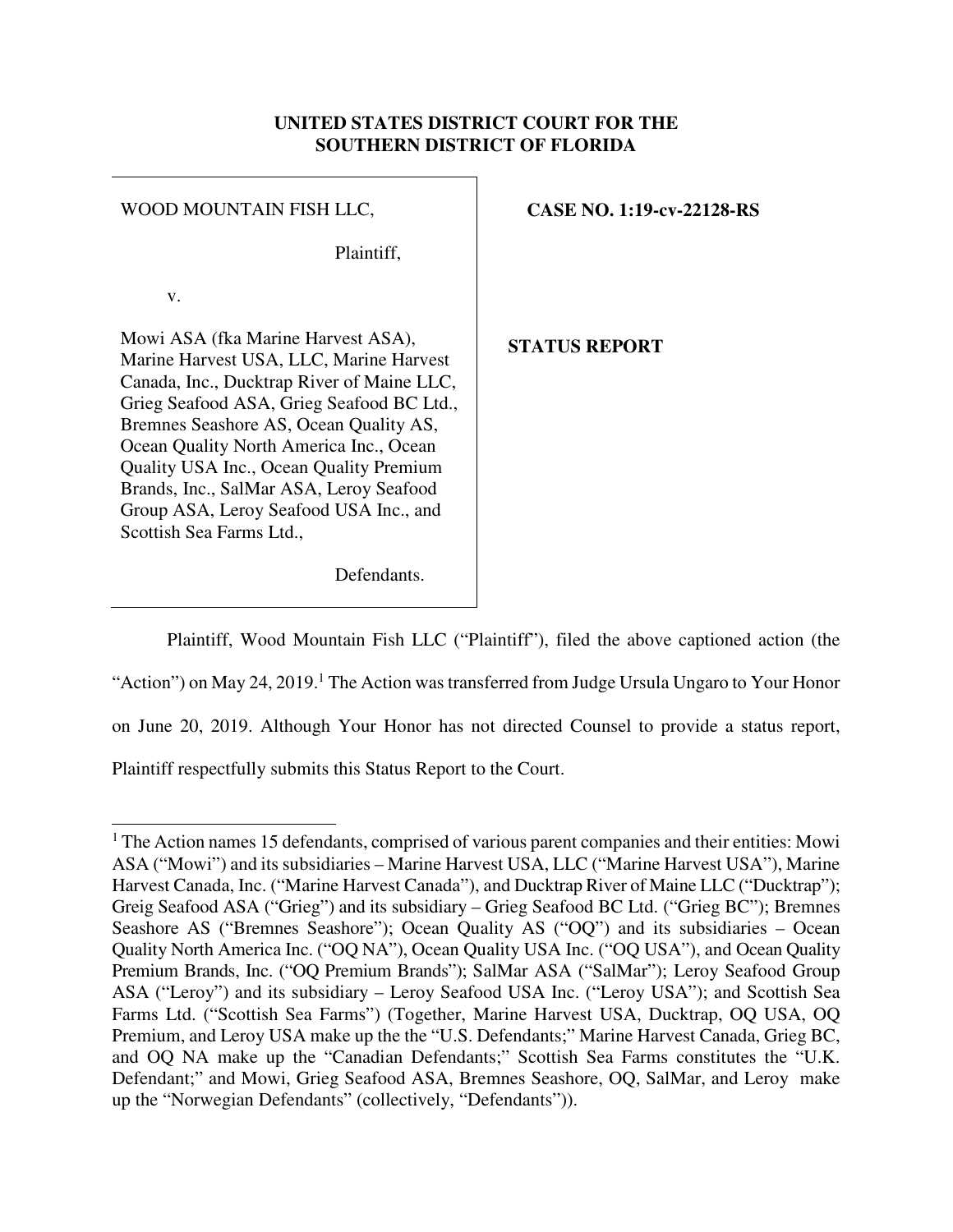**UNITED STATES DISTRICT COURT FOR THE SOUTHERN DISTRICT OF FLORIDA**

| | |
|---|---|
| WOOD MOUNTAIN FISH LLC,<br><br>Plaintiff,<br><br>v.<br><br>Mowi ASA (fka Marine Harvest ASA), Marine Harvest USA, LLC, Marine Harvest Canada, Inc., Ducktrap River of Maine LLC, Grieg Seafood ASA, Grieg Seafood BC Ltd., Bremnes Seashore AS, Ocean Quality AS, Ocean Quality North America Inc., Ocean Quality USA Inc., Ocean Quality Premium Brands, Inc., SalMar ASA, Leroy Seafood Group ASA, Leroy Seafood USA Inc., and Scottish Sea Farms Ltd.,<br><br>Defendants. | **CASE NO. 1:19-cv-22128-RS**<br><br>**STATUS REPORT** |

Plaintiff, Wood Mountain Fish LLC ("Plaintiff"), filed the above captioned action (the "Action") on May 24, 2019.[1] The Action was transferred from Judge Ursula Ungaro to Your Honor on June 20, 2019. Although Your Honor has not directed Counsel to provide a status report, Plaintiff respectfully submits this Status Report to the Court.

---

[1] The Action names 15 defendants, comprised of various parent companies and their entities: Mowi ASA ("Mowi") and its subsidiaries – Marine Harvest USA, LLC ("Marine Harvest USA"), Marine Harvest Canada, Inc. ("Marine Harvest Canada"), and Ducktrap River of Maine LLC ("Ducktrap"); Greig Seafood ASA ("Grieg") and its subsidiary – Grieg Seafood BC Ltd. ("Grieg BC"); Bremnes Seashore AS ("Bremnes Seashore"); Ocean Quality AS ("OQ") and its subsidiaries – Ocean Quality North America Inc. ("OQ NA"), Ocean Quality USA Inc. ("OQ USA"), and Ocean Quality Premium Brands, Inc. ("OQ Premium Brands"); SalMar ASA ("SalMar"); Leroy Seafood Group ASA ("Leroy") and its subsidiary – Leroy Seafood USA Inc. ("Leroy USA"); and Scottish Sea Farms Ltd. ("Scottish Sea Farms") (Together, Marine Harvest USA, Ducktrap, OQ USA, OQ Premium, and Leroy USA make up the the "U.S. Defendants;" Marine Harvest Canada, Grieg BC, and OQ NA make up the "Canadian Defendants;" Scottish Sea Farms constitutes the "U.K. Defendant;" and Mowi, Grieg Seafood ASA, Bremnes Seashore, OQ, SalMar, and Leroy make up the "Norwegian Defendants" (collectively, "Defendants")).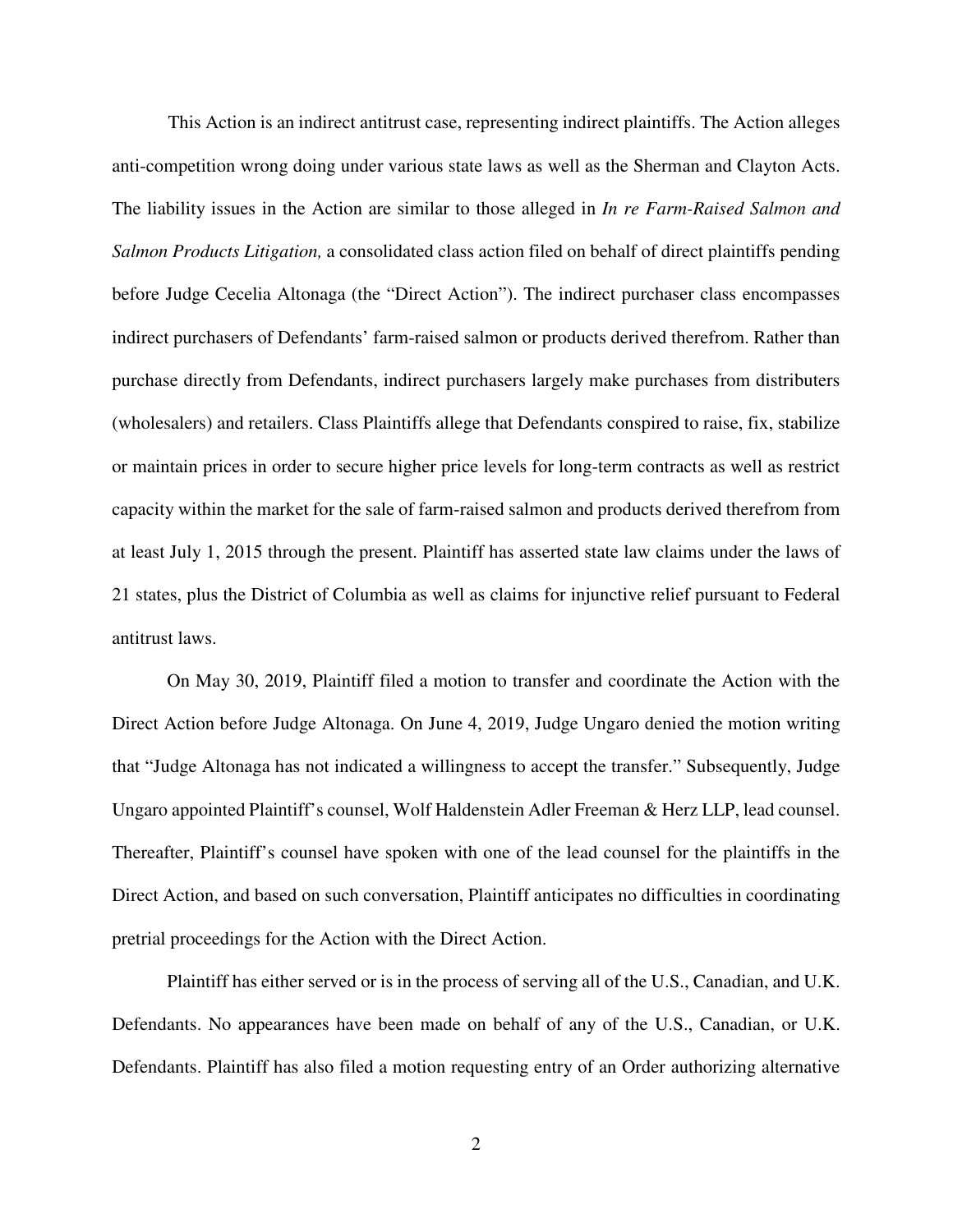This Action is an indirect antitrust case, representing indirect plaintiffs. The Action alleges anti-competition wrong doing under various state laws as well as the Sherman and Clayton Acts. The liability issues in the Action are similar to those alleged in *In re Farm-Raised Salmon and Salmon Products Litigation,* a consolidated class action filed on behalf of direct plaintiffs pending before Judge Cecelia Altonaga (the "Direct Action"). The indirect purchaser class encompasses indirect purchasers of Defendants' farm-raised salmon or products derived therefrom. Rather than purchase directly from Defendants, indirect purchasers largely make purchases from distributers (wholesalers) and retailers. Class Plaintiffs allege that Defendants conspired to raise, fix, stabilize or maintain prices in order to secure higher price levels for long-term contracts as well as restrict capacity within the market for the sale of farm-raised salmon and products derived therefrom from at least July 1, 2015 through the present. Plaintiff has asserted state law claims under the laws of 21 states, plus the District of Columbia as well as claims for injunctive relief pursuant to Federal antitrust laws.

On May 30, 2019, Plaintiff filed a motion to transfer and coordinate the Action with the Direct Action before Judge Altonaga. On June 4, 2019, Judge Ungaro denied the motion writing that "Judge Altonaga has not indicated a willingness to accept the transfer." Subsequently, Judge Ungaro appointed Plaintiff's counsel, Wolf Haldenstein Adler Freeman & Herz LLP, lead counsel. Thereafter, Plaintiff's counsel have spoken with one of the lead counsel for the plaintiffs in the Direct Action, and based on such conversation, Plaintiff anticipates no difficulties in coordinating pretrial proceedings for the Action with the Direct Action.

Plaintiff has either served or is in the process of serving all of the U.S., Canadian, and U.K. Defendants. No appearances have been made on behalf of any of the U.S., Canadian, or U.K. Defendants. Plaintiff has also filed a motion requesting entry of an Order authorizing alternative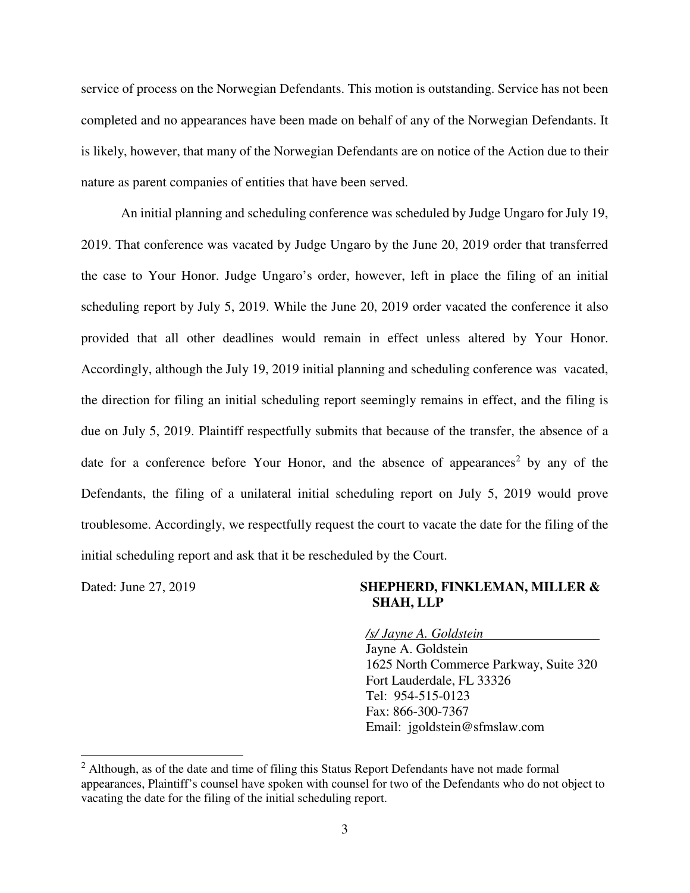service of process on the Norwegian Defendants. This motion is outstanding. Service has not been completed and no appearances have been made on behalf of any of the Norwegian Defendants. It is likely, however, that many of the Norwegian Defendants are on notice of the Action due to their nature as parent companies of entities that have been served.

An initial planning and scheduling conference was scheduled by Judge Ungaro for July 19, 2019. That conference was vacated by Judge Ungaro by the June 20, 2019 order that transferred the case to Your Honor. Judge Ungaro's order, however, left in place the filing of an initial scheduling report by July 5, 2019. While the June 20, 2019 order vacated the conference it also provided that all other deadlines would remain in effect unless altered by Your Honor. Accordingly, although the July 19, 2019 initial planning and scheduling conference was vacated, the direction for filing an initial scheduling report seemingly remains in effect, and the filing is due on July 5, 2019. Plaintiff respectfully submits that because of the transfer, the absence of a date for a conference before Your Honor, and the absence of appearances[2] by any of the Defendants, the filing of a unilateral initial scheduling report on July 5, 2019 would prove troublesome. Accordingly, we respectfully request the court to vacate the date for the filing of the initial scheduling report and ask that it be rescheduled by the Court.

Dated: June 27, 2019

**SHEPHERD, FINKLEMAN, MILLER & SHAH, LLP**

*/s/ Jayne A. Goldstein*
Jayne A. Goldstein
1625 North Commerce Parkway, Suite 320
Fort Lauderdale, FL 33326
Tel: 954-515-0123
Fax: 866-300-7367
Email: jgoldstein@sfmslaw.com

---

[2] Although, as of the date and time of filing this Status Report Defendants have not made formal appearances, Plaintiff's counsel have spoken with counsel for two of the Defendants who do not object to vacating the date for the filing of the initial scheduling report.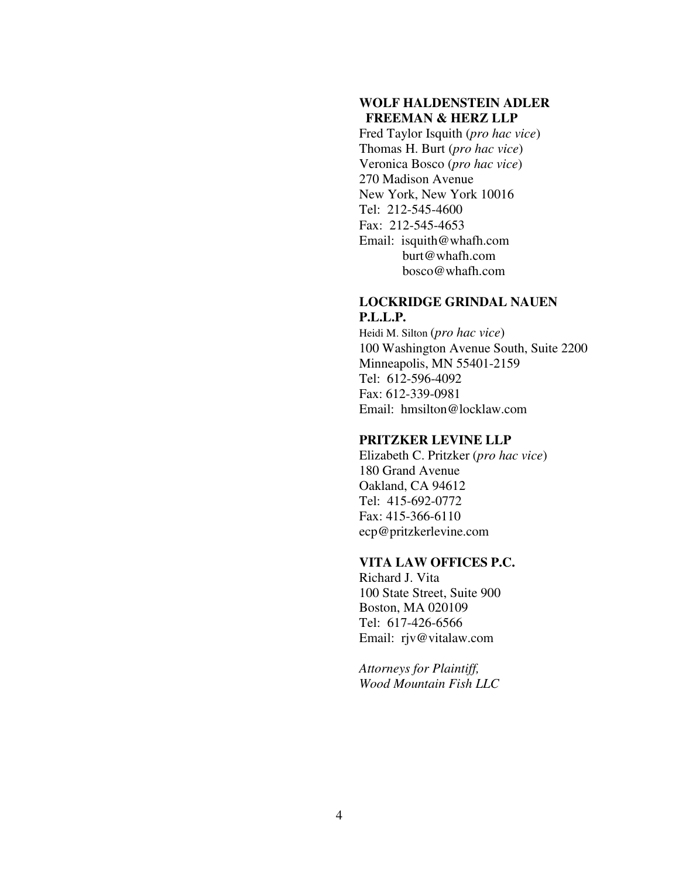**WOLF HALDENSTEIN ADLER FREEMAN & HERZ LLP**
Fred Taylor Isquith (*pro hac vice*)
Thomas H. Burt (*pro hac vice*)
Veronica Bosco (*pro hac vice*)
270 Madison Avenue
New York, New York 10016
Tel: 212-545-4600
Fax: 212-545-4653
Email: isquith@whafh.com
burt@whafh.com
bosco@whafh.com

**LOCKRIDGE GRINDAL NAUEN P.L.L.P.**
Heidi M. Silton (*pro hac vice*)
100 Washington Avenue South, Suite 2200
Minneapolis, MN 55401-2159
Tel: 612-596-4092
Fax: 612-339-0981
Email: hmsilton@locklaw.com

**PRITZKER LEVINE LLP**
Elizabeth C. Pritzker (*pro hac vice*)
180 Grand Avenue
Oakland, CA 94612
Tel: 415-692-0772
Fax: 415-366-6110
ecp@pritzkerlevine.com

**VITA LAW OFFICES P.C.**
Richard J. Vita
100 State Street, Suite 900
Boston, MA 020109
Tel: 617-426-6566
Email: rjv@vitalaw.com

*Attorneys for Plaintiff,*
*Wood Mountain Fish LLC*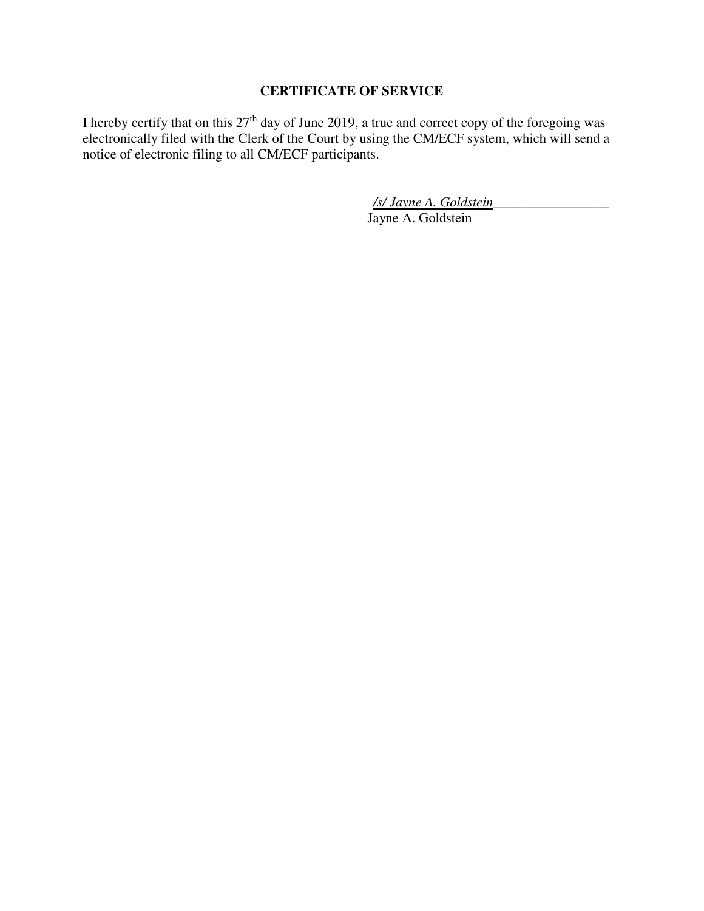## CERTIFICATE OF SERVICE

I hereby certify that on this 27th day of June 2019, a true and correct copy of the foregoing was electronically filed with the Clerk of the Court by using the CM/ECF system, which will send a notice of electronic filing to all CM/ECF participants.

*/s/ Jayne A. Goldstein*_________________
Jayne A. Goldstein